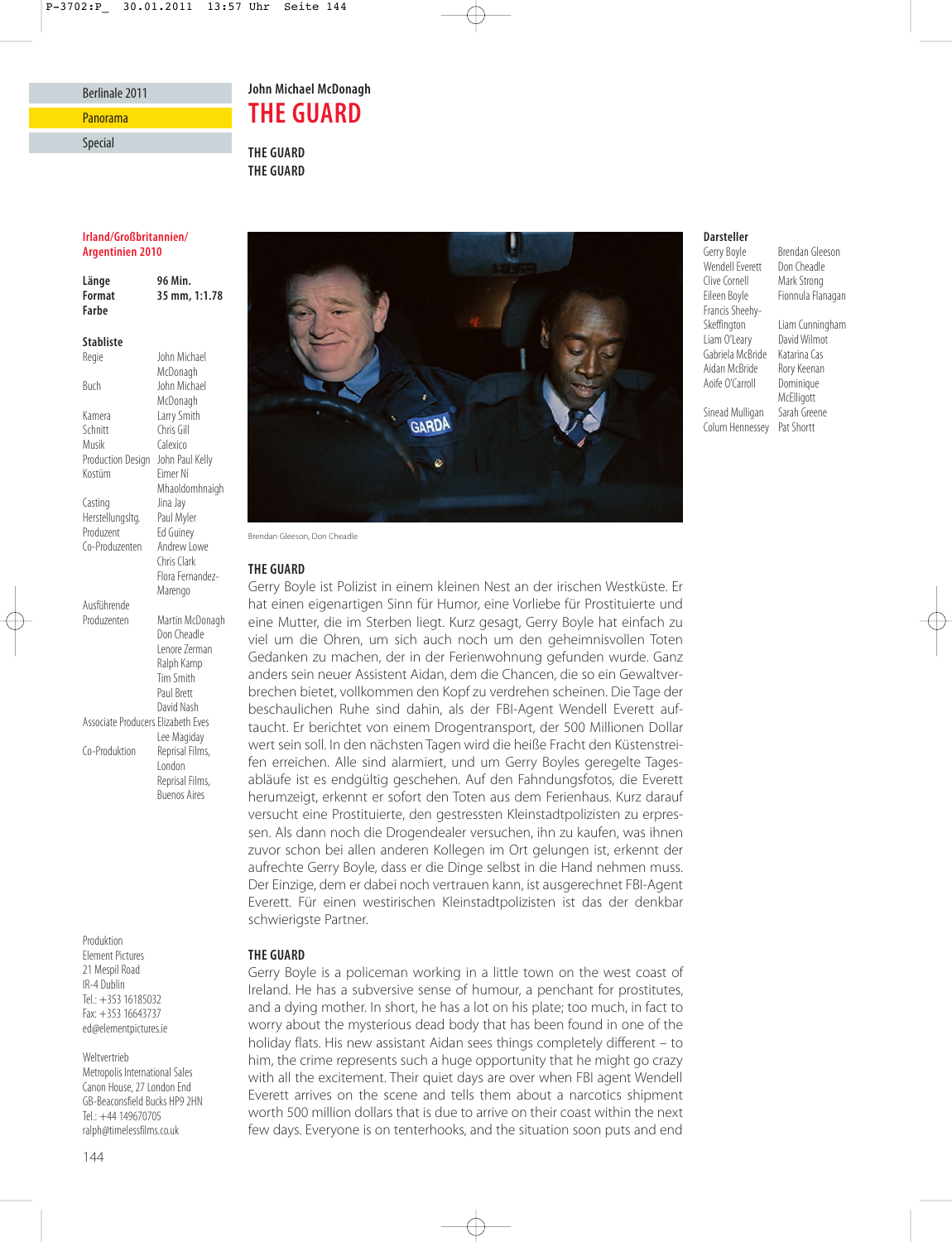Berlinale 2011

Panorama

Special

John Michael McDonagh

# THE GUARD

THE GUARD
THE GUARD

**Irland/Großbritannien/ Argentinien 2010**

| | |
|---|---|
| **Länge** | **96 Min.** |
| **Format** | **35 mm, 1:1.78** |
| **Farbe** | |

**Stabliste**

| | |
|---|---|
| Regie | John Michael McDonagh |
| Buch | John Michael McDonagh |
| Kamera | Larry Smith |
| Schnitt | Chris Gill |
| Musik | Calexico |
| Production Design | John Paul Kelly |
| Kostüm | Eimer Ní Mhaoldomhnaigh |
| Casting | Jina Jay |
| Herstellungsltg. | Paul Myler |
| Produzent | Ed Guiney |
| Co-Produzenten | Andrew Lowe<br>Chris Clark<br>Flora Fernandez-Marengo |
| Ausführende Produzenten | Martin McDonagh<br>Don Cheadle<br>Lenore Zerman<br>Ralph Kamp<br>Tim Smith<br>Paul Brett<br>David Nash |
| Associate Producers | Elizabeth Eves<br>Lee Magiday |
| Co-Produktion | Reprisal Films, London<br>Reprisal Films, Buenos Aires |

**Darsteller**

| | |
|---|---|
| Gerry Boyle | Brendan Gleeson |
| Wendell Everett | Don Cheadle |
| Clive Cornell | Mark Strong |
| Eileen Boyle | Fionnula Flanagan |
| Francis Sheehy-Skeffington | Liam Cunningham |
| Liam O'Leary | David Wilmot |
| Gabriela McBride | Katarina Cas |
| Aidan McBride | Rory Keenan |
| Aoife O'Carroll | Dominique McElligott |
| Sinead Mulligan | Sarah Greene |
| Colum Hennessey | Pat Shortt |

Brendan Gleeson, Don Cheadle

**THE GUARD**

Gerry Boyle ist Polizist in einem kleinen Nest an der irischen Westküste. Er hat einen eigenartigen Sinn für Humor, eine Vorliebe für Prostituierte und eine Mutter, die im Sterben liegt. Kurz gesagt, Gerry Boyle hat einfach zu viel um die Ohren, um sich auch noch um den geheimnisvollen Toten Gedanken zu machen, der in der Ferienwohnung gefunden wurde. Ganz anders sein neuer Assistent Aidan, dem die Chancen, die so ein Gewaltverbrechen bietet, vollkommen den Kopf zu verdrehen scheinen. Die Tage der beschaulichen Ruhe sind dahin, als der FBI-Agent Wendell Everett auftaucht. Er berichtet von einem Drogentransport, der 500 Millionen Dollar wert sein soll. In den nächsten Tagen wird die heiße Fracht den Küstenstreifen erreichen. Alle sind alarmiert, und um Gerry Boyles geregelte Tagesabläufe ist es endgültig geschehen. Auf den Fahndungsfotos, die Everett herumzeigt, erkennt er sofort den Toten aus dem Ferienhaus. Kurz darauf versucht eine Prostituierte, den gestressten Kleinstadtpolizisten zu erpressen. Als dann noch die Drogendealer versuchen, ihn zu kaufen, was ihnen zuvor schon bei allen anderen Kollegen im Ort gelungen ist, erkennt der aufrechte Gerry Boyle, dass er die Dinge selbst in die Hand nehmen muss. Der Einzige, dem er dabei noch vertrauen kann, ist ausgerechnet FBI-Agent Everett. Für einen westirischen Kleinstadtpolizisten ist das der denkbar schwierigste Partner.

**THE GUARD**

Gerry Boyle is a policeman working in a little town on the west coast of Ireland. He has a subversive sense of humour, a penchant for prostitutes, and a dying mother. In short, he has a lot on his plate; too much, in fact to worry about the mysterious dead body that has been found in one of the holiday flats. His new assistant Aidan sees things completely different – to him, the crime represents such a huge opportunity that he might go crazy with all the excitement. Their quiet days are over when FBI agent Wendell Everett arrives on the scene and tells them about a narcotics shipment worth 500 million dollars that is due to arrive on their coast within the next few days. Everyone is on tenterhooks, and the situation soon puts and end

Produktion
Element Pictures
21 Mespil Road
IR-4 Dublin
Tel.: +353 16185032
Fax: +353 16643737
ed@elementpictures.ie

Weltvertrieb
Metropolis International Sales
Canon House, 27 London End
GB-Beaconsfield Bucks HP9 2HN
Tel.: +44 149670705
ralph@timelessfilms.co.uk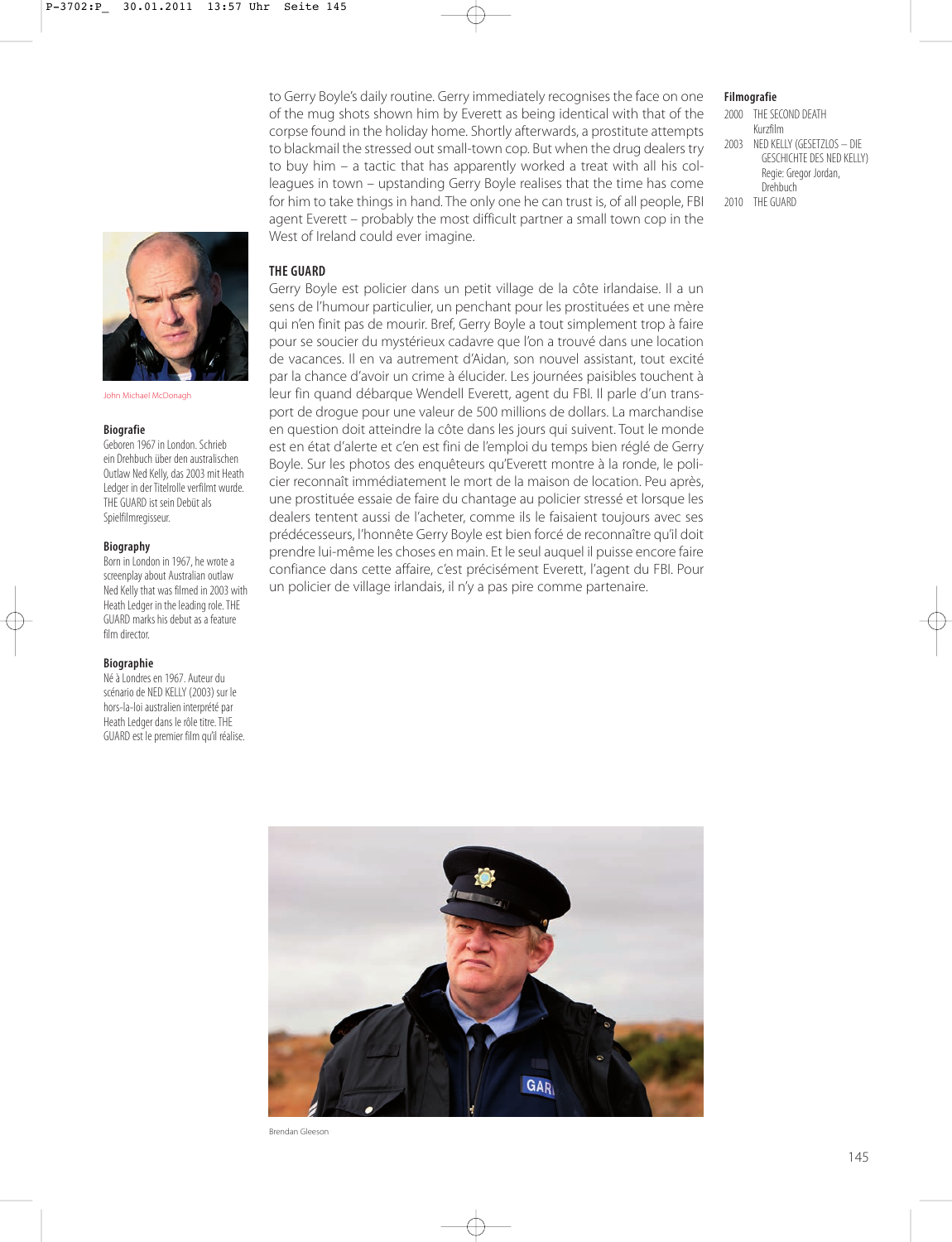to Gerry Boyle's daily routine. Gerry immediately recognises the face on one of the mug shots shown him by Everett as being identical with that of the corpse found in the holiday home. Shortly afterwards, a prostitute attempts to blackmail the stressed out small-town cop. But when the drug dealers try to buy him – a tactic that has apparently worked a treat with all his colleagues in town – upstanding Gerry Boyle realises that the time has come for him to take things in hand. The only one he can trust is, of all people, FBI agent Everett – probably the most difficult partner a small town cop in the West of Ireland could ever imagine.

### THE GUARD

Gerry Boyle est policier dans un petit village de la côte irlandaise. Il a un sens de l'humour particulier, un penchant pour les prostituées et une mère qui n'en finit pas de mourir. Bref, Gerry Boyle a tout simplement trop à faire pour se soucier du mystérieux cadavre que l'on a trouvé dans une location de vacances. Il en va autrement d'Aidan, son nouvel assistant, tout excité par la chance d'avoir un crime à élucider. Les journées paisibles touchent à leur fin quand débarque Wendell Everett, agent du FBI. Il parle d'un transport de drogue pour une valeur de 500 millions de dollars. La marchandise en question doit atteindre la côte dans les jours qui suivent. Tout le monde est en état d'alerte et c'en est fini de l'emploi du temps bien réglé de Gerry Boyle. Sur les photos des enquêteurs qu'Everett montre à la ronde, le policier reconnaît immédiatement le mort de la maison de location. Peu après, une prostituée essaie de faire du chantage au policier stressé et lorsque les dealers tentent aussi de l'acheter, comme ils le faisaient toujours avec ses prédécesseurs, l'honnête Gerry Boyle est bien forcé de reconnaître qu'il doit prendre lui-même les choses en main. Et le seul auquel il puisse encore faire confiance dans cette affaire, c'est précisément Everett, l'agent du FBI. Pour un policier de village irlandais, il n'y a pas pire comme partenaire.

John Michael McDonagh

**Biografie**
Geboren 1967 in London. Schrieb ein Drehbuch über den australischen Outlaw Ned Kelly, das 2003 mit Heath Ledger in der Titelrolle verfilmt wurde. THE GUARD ist sein Debüt als Spielfilmregisseur.

**Biography**
Born in London in 1967, he wrote a screenplay about Australian outlaw Ned Kelly that was filmed in 2003 with Heath Ledger in the leading role. THE GUARD marks his debut as a feature film director.

**Biographie**
Né à Londres en 1967. Auteur du scénario de NED KELLY (2003) sur le hors-la-loi australien interprété par Heath Ledger dans le rôle titre. THE GUARD est le premier film qu'il réalise.

**Filmografie**

2000 THE SECOND DEATH
Kurzfilm

2003 NED KELLY (GESETZLOS – DIE GESCHICHTE DES NED KELLY)
Regie: Gregor Jordan, Drehbuch

2010 THE GUARD

Brendan Gleeson